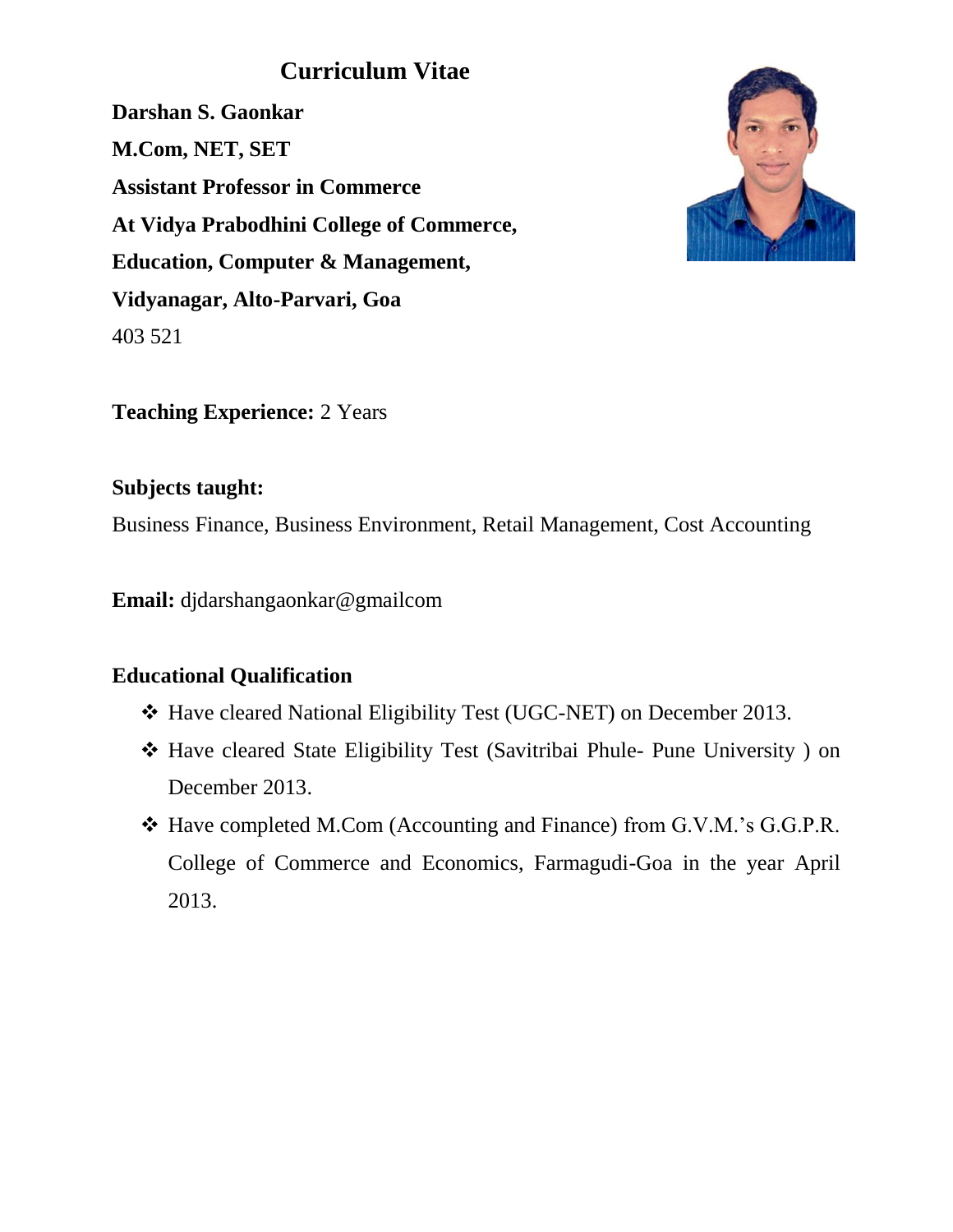# Curriculum Vitae

**Darshan S. Gaonkar**

**M.Com, NET, SET**

**Assistant Professor in Commerce**

**At Vidya Prabodhini College of Commerce,**

**Education, Computer & Management,**

**Vidyanagar, Alto-Parvari, Goa**

403 521

**Teaching Experience:** 2 Years

**Subjects taught:**

Business Finance, Business Environment, Retail Management, Cost Accounting

**Email:** djdarshangaonkar@gmailcom

**Educational Qualification**

- Have cleared National Eligibility Test (UGC-NET) on December 2013.
- Have cleared State Eligibility Test (Savitribai Phule- Pune University ) on December 2013.
- Have completed M.Com (Accounting and Finance) from G.V.M.'s G.G.P.R. College of Commerce and Economics, Farmagudi-Goa in the year April 2013.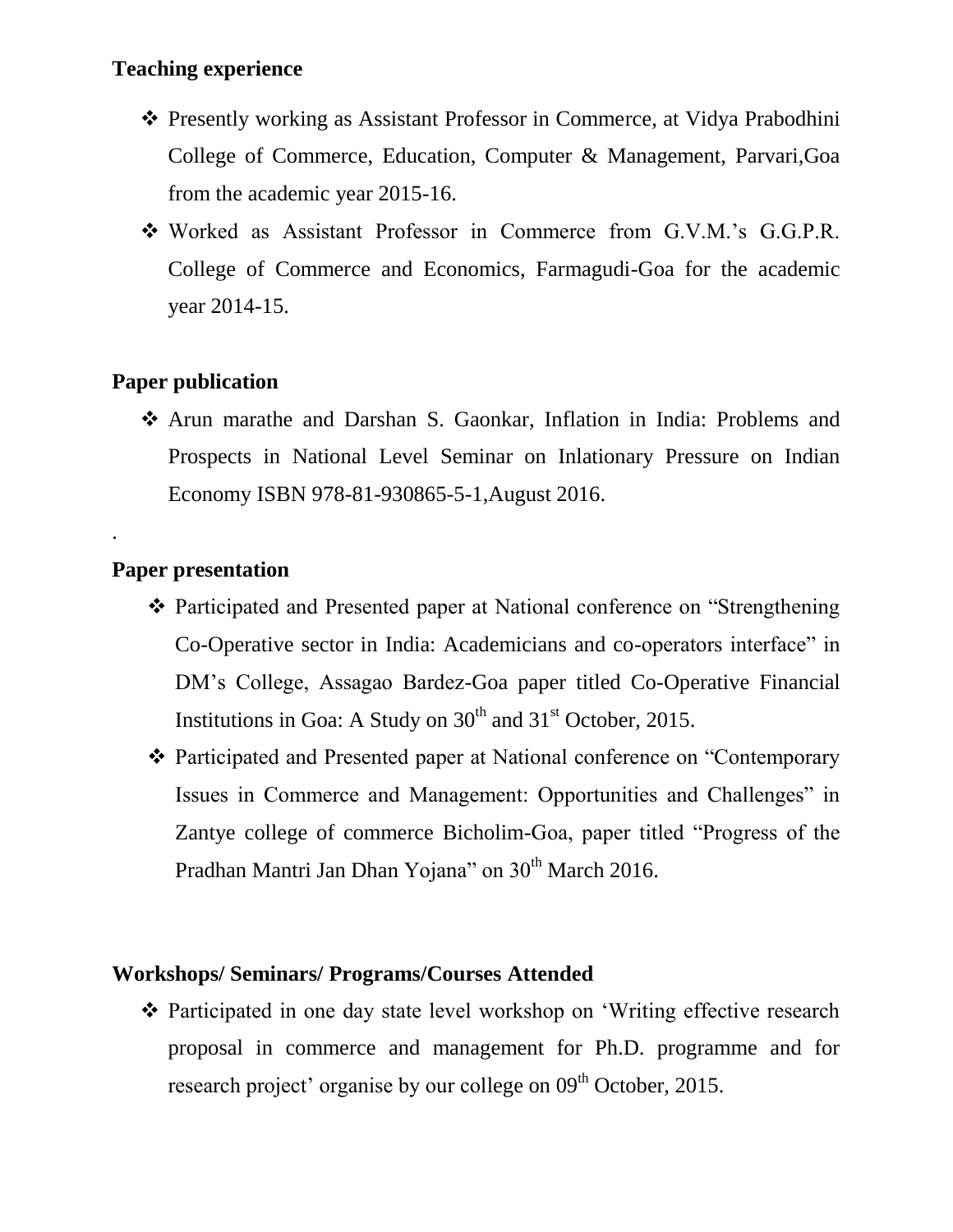## Teaching experience

- Presently working as Assistant Professor in Commerce, at Vidya Prabodhini College of Commerce, Education, Computer & Management, Parvari,Goa from the academic year 2015-16.
- Worked as Assistant Professor in Commerce from G.V.M.'s G.G.P.R. College of Commerce and Economics, Farmagudi-Goa for the academic year 2014-15.

## Paper publication

- Arun marathe and Darshan S. Gaonkar, Inflation in India: Problems and Prospects in National Level Seminar on Inlationary Pressure on Indian Economy ISBN 978-81-930865-5-1,August 2016.

.

## Paper presentation

- Participated and Presented paper at National conference on "Strengthening Co-Operative sector in India: Academicians and co-operators interface" in DM's College, Assagao Bardez-Goa paper titled Co-Operative Financial Institutions in Goa: A Study on 30th and 31st October, 2015.
- Participated and Presented paper at National conference on "Contemporary Issues in Commerce and Management: Opportunities and Challenges" in Zantye college of commerce Bicholim-Goa, paper titled "Progress of the Pradhan Mantri Jan Dhan Yojana" on 30th March 2016.

## Workshops/ Seminars/ Programs/Courses Attended

- Participated in one day state level workshop on 'Writing effective research proposal in commerce and management for Ph.D. programme and for research project' organise by our college on 09th October, 2015.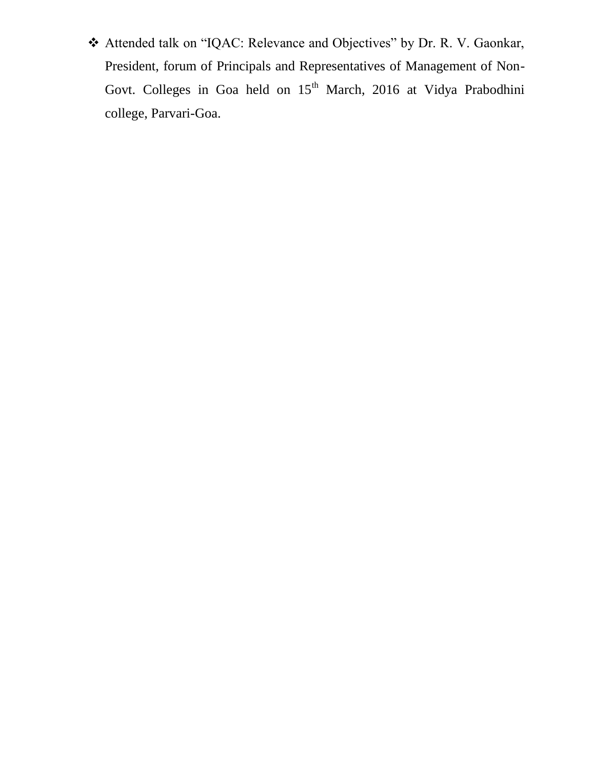- Attended talk on “IQAC: Relevance and Objectives” by Dr. R. V. Gaonkar, President, forum of Principals and Representatives of Management of Non-Govt. Colleges in Goa held on 15th March, 2016 at Vidya Prabodhini college, Parvari-Goa.